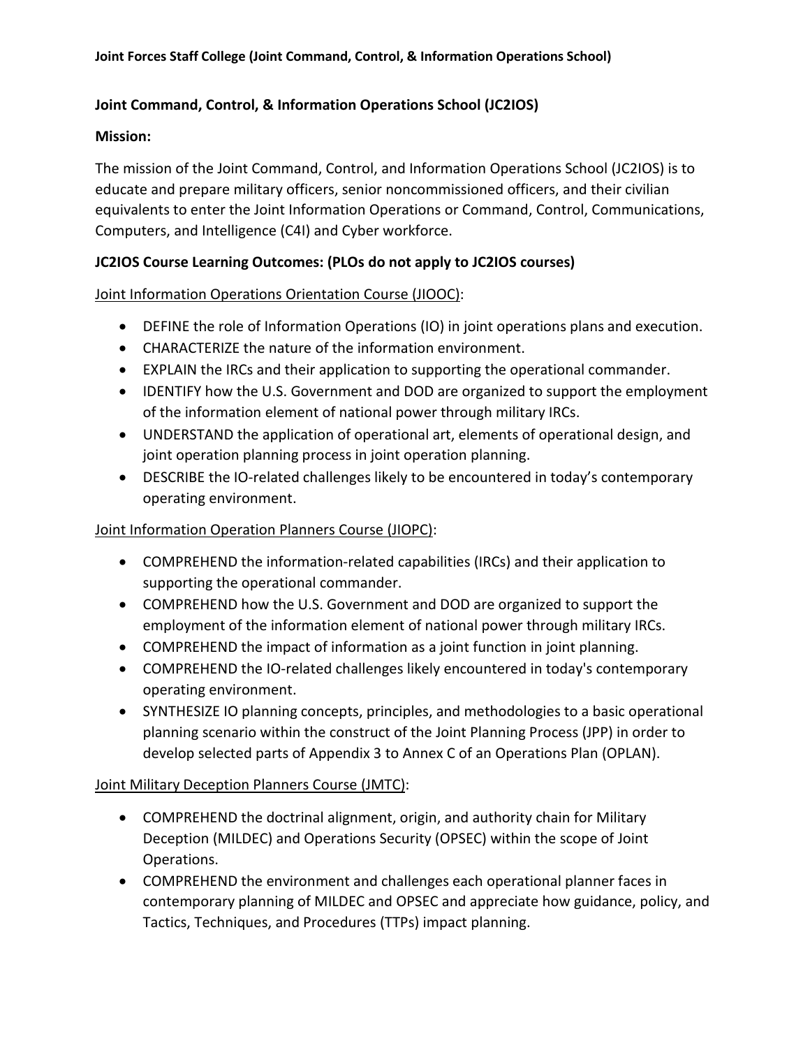## Joint Command, Control, & Information Operations School (JC2IOS)

### Mission:

The mission of the Joint Command, Control, and Information Operations School (JC2IOS) is to educate and prepare military officers, senior noncommissioned officers, and their civilian equivalents to enter the Joint Information Operations or Command, Control, Communications, Computers, and Intelligence (C4I) and Cyber workforce.

### JC2IOS Course Learning Outcomes: (PLOs do not apply to JC2IOS courses)

Joint Information Operations Orientation Course (JIOOC):

- DEFINE the role of Information Operations (IO) in joint operations plans and execution.
- CHARACTERIZE the nature of the information environment.
- EXPLAIN the IRCs and their application to supporting the operational commander.
- IDENTIFY how the U.S. Government and DOD are organized to support the employment of the information element of national power through military IRCs.
- UNDERSTAND the application of operational art, elements of operational design, and joint operation planning process in joint operation planning.
- DESCRIBE the IO-related challenges likely to be encountered in today's contemporary operating environment.

Joint Information Operation Planners Course (JIOPC):

- COMPREHEND the information-related capabilities (IRCs) and their application to supporting the operational commander.
- COMPREHEND how the U.S. Government and DOD are organized to support the employment of the information element of national power through military IRCs.
- COMPREHEND the impact of information as a joint function in joint planning.
- COMPREHEND the IO-related challenges likely encountered in today's contemporary operating environment.
- SYNTHESIZE IO planning concepts, principles, and methodologies to a basic operational planning scenario within the construct of the Joint Planning Process (JPP) in order to develop selected parts of Appendix 3 to Annex C of an Operations Plan (OPLAN).

Joint Military Deception Planners Course (JMTC):

- COMPREHEND the doctrinal alignment, origin, and authority chain for Military Deception (MILDEC) and Operations Security (OPSEC) within the scope of Joint Operations.
- COMPREHEND the environment and challenges each operational planner faces in contemporary planning of MILDEC and OPSEC and appreciate how guidance, policy, and Tactics, Techniques, and Procedures (TTPs) impact planning.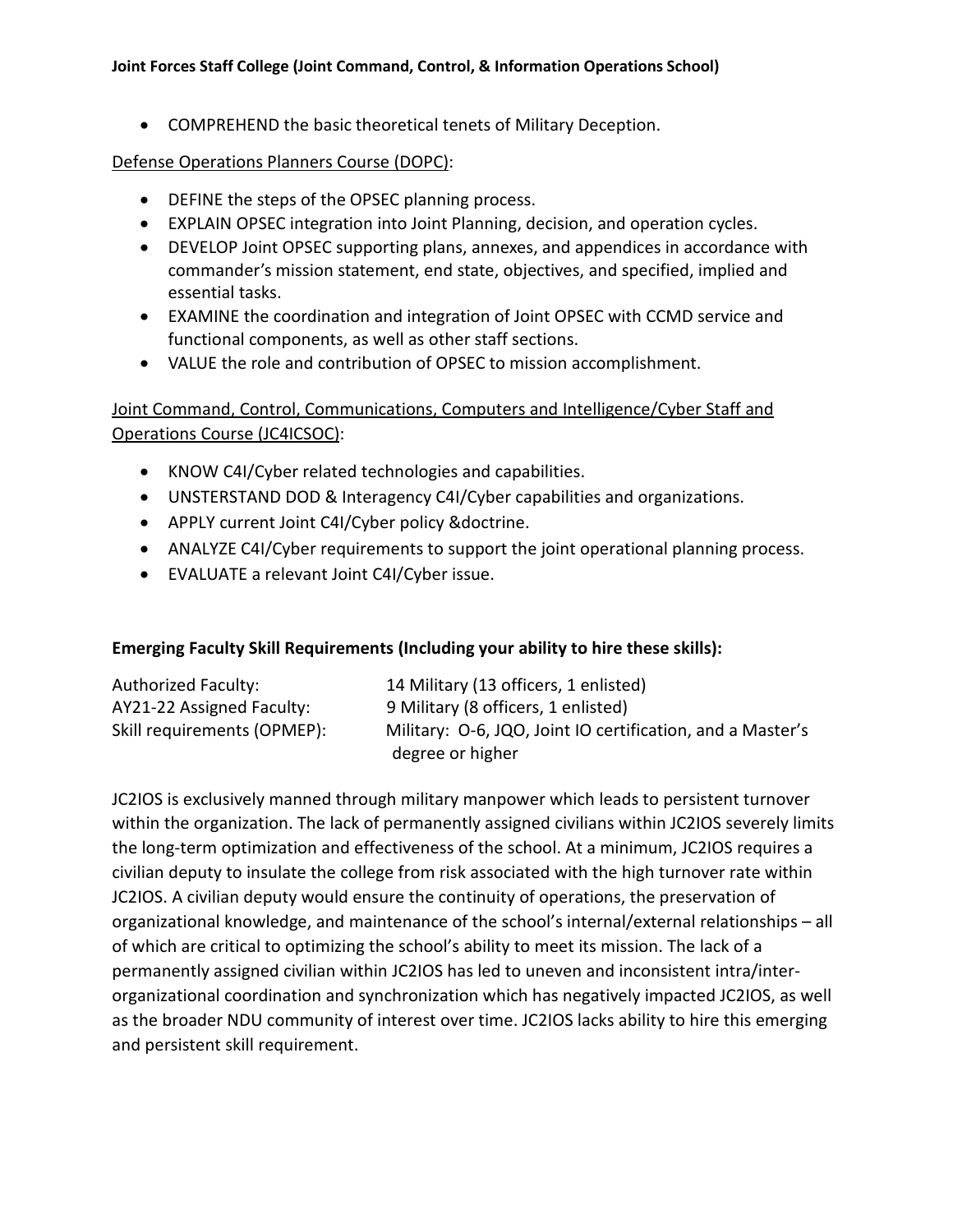- COMPREHEND the basic theoretical tenets of Military Deception.

Defense Operations Planners Course (DOPC):

- DEFINE the steps of the OPSEC planning process.
- EXPLAIN OPSEC integration into Joint Planning, decision, and operation cycles.
- DEVELOP Joint OPSEC supporting plans, annexes, and appendices in accordance with commander's mission statement, end state, objectives, and specified, implied and essential tasks.
- EXAMINE the coordination and integration of Joint OPSEC with CCMD service and functional components, as well as other staff sections.
- VALUE the role and contribution of OPSEC to mission accomplishment.

Joint Command, Control, Communications, Computers and Intelligence/Cyber Staff and Operations Course (JC4ICSOC):

- KNOW C4I/Cyber related technologies and capabilities.
- UNSTERSTAND DOD & Interagency C4I/Cyber capabilities and organizations.
- APPLY current Joint C4I/Cyber policy &doctrine.
- ANALYZE C4I/Cyber requirements to support the joint operational planning process.
- EVALUATE a relevant Joint C4I/Cyber issue.

**Emerging Faculty Skill Requirements (Including your ability to hire these skills):**

| | |
|---|---|
| Authorized Faculty: | 14 Military (13 officers, 1 enlisted) |
| AY21-22 Assigned Faculty: | 9 Military (8 officers, 1 enlisted) |
| Skill requirements (OPMEP): | Military: O-6, JQO, Joint IO certification, and a Master's degree or higher |

JC2IOS is exclusively manned through military manpower which leads to persistent turnover within the organization. The lack of permanently assigned civilians within JC2IOS severely limits the long-term optimization and effectiveness of the school. At a minimum, JC2IOS requires a civilian deputy to insulate the college from risk associated with the high turnover rate within JC2IOS. A civilian deputy would ensure the continuity of operations, the preservation of organizational knowledge, and maintenance of the school's internal/external relationships – all of which are critical to optimizing the school's ability to meet its mission. The lack of a permanently assigned civilian within JC2IOS has led to uneven and inconsistent intra/inter-organizational coordination and synchronization which has negatively impacted JC2IOS, as well as the broader NDU community of interest over time. JC2IOS lacks ability to hire this emerging and persistent skill requirement.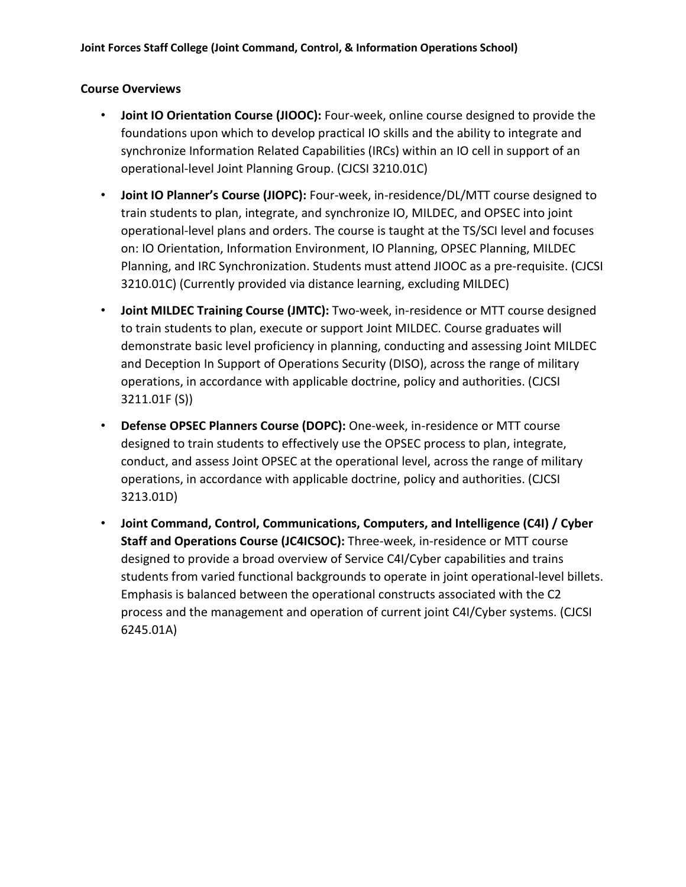**Joint Forces Staff College (Joint Command, Control, & Information Operations School)**

**Course Overviews**

- **Joint IO Orientation Course (JIOOC):** Four-week, online course designed to provide the foundations upon which to develop practical IO skills and the ability to integrate and synchronize Information Related Capabilities (IRCs) within an IO cell in support of an operational-level Joint Planning Group. (CJCSI 3210.01C)
- **Joint IO Planner's Course (JIOPC):** Four-week, in-residence/DL/MTT course designed to train students to plan, integrate, and synchronize IO, MILDEC, and OPSEC into joint operational-level plans and orders. The course is taught at the TS/SCI level and focuses on: IO Orientation, Information Environment, IO Planning, OPSEC Planning, MILDEC Planning, and IRC Synchronization. Students must attend JIOOC as a pre-requisite. (CJCSI 3210.01C) (Currently provided via distance learning, excluding MILDEC)
- **Joint MILDEC Training Course (JMTC):** Two-week, in-residence or MTT course designed to train students to plan, execute or support Joint MILDEC. Course graduates will demonstrate basic level proficiency in planning, conducting and assessing Joint MILDEC and Deception In Support of Operations Security (DISO), across the range of military operations, in accordance with applicable doctrine, policy and authorities. (CJCSI 3211.01F (S))
- **Defense OPSEC Planners Course (DOPC):** One-week, in-residence or MTT course designed to train students to effectively use the OPSEC process to plan, integrate, conduct, and assess Joint OPSEC at the operational level, across the range of military operations, in accordance with applicable doctrine, policy and authorities. (CJCSI 3213.01D)
- **Joint Command, Control, Communications, Computers, and Intelligence (C4I) / Cyber Staff and Operations Course (JC4ICSOC):** Three-week, in-residence or MTT course designed to provide a broad overview of Service C4I/Cyber capabilities and trains students from varied functional backgrounds to operate in joint operational-level billets. Emphasis is balanced between the operational constructs associated with the C2 process and the management and operation of current joint C4I/Cyber systems. (CJCSI 6245.01A)